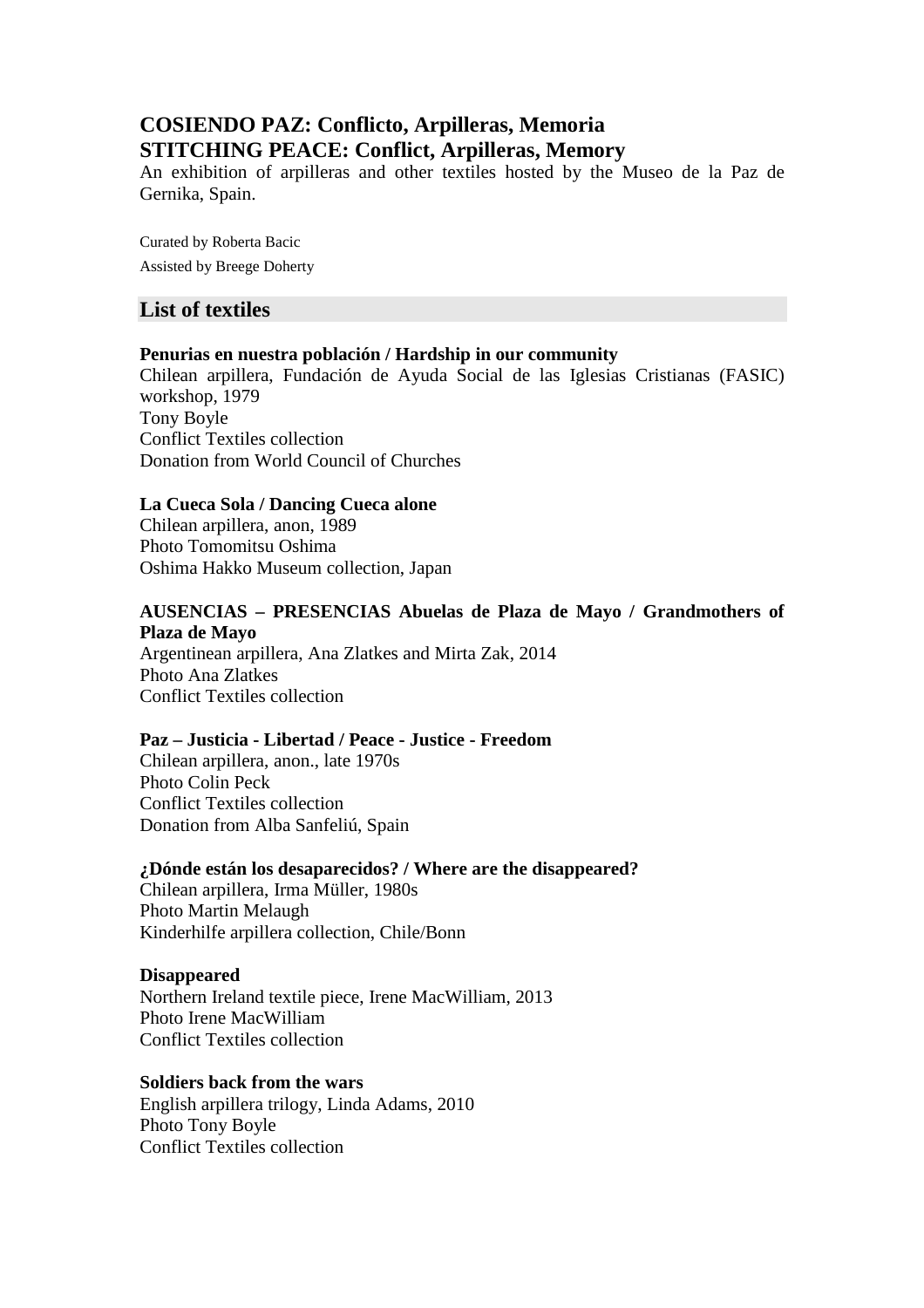# COSIENDO PAZ: Conflicto, Arpilleras, Memoria
# STITCHING PEACE: Conflict, Arpilleras, Memory

An exhibition of arpilleras and other textiles hosted by the Museo de la Paz de Gernika, Spain.

Curated by Roberta Bacic

Assisted by Breege Doherty

## List of textiles

**Penurias en nuestra población / Hardship in our community**
Chilean arpillera, Fundación de Ayuda Social de las Iglesias Cristianas (FASIC) workshop, 1979
Tony Boyle
Conflict Textiles collection
Donation from World Council of Churches

**La Cueca Sola / Dancing Cueca alone**
Chilean arpillera, anon, 1989
Photo Tomomitsu Oshima
Oshima Hakko Museum collection, Japan

**AUSENCIAS – PRESENCIAS Abuelas de Plaza de Mayo / Grandmothers of Plaza de Mayo**
Argentinean arpillera, Ana Zlatkes and Mirta Zak, 2014
Photo Ana Zlatkes
Conflict Textiles collection

**Paz – Justicia - Libertad / Peace - Justice - Freedom**
Chilean arpillera, anon., late 1970s
Photo Colin Peck
Conflict Textiles collection
Donation from Alba Sanfeliú, Spain

**¿Dónde están los desaparecidos? / Where are the disappeared?**
Chilean arpillera, Irma Müller, 1980s
Photo Martin Melaugh
Kinderhilfe arpillera collection, Chile/Bonn

**Disappeared**
Northern Ireland textile piece, Irene MacWilliam, 2013
Photo Irene MacWilliam
Conflict Textiles collection

**Soldiers back from the wars**
English arpillera trilogy, Linda Adams, 2010
Photo Tony Boyle
Conflict Textiles collection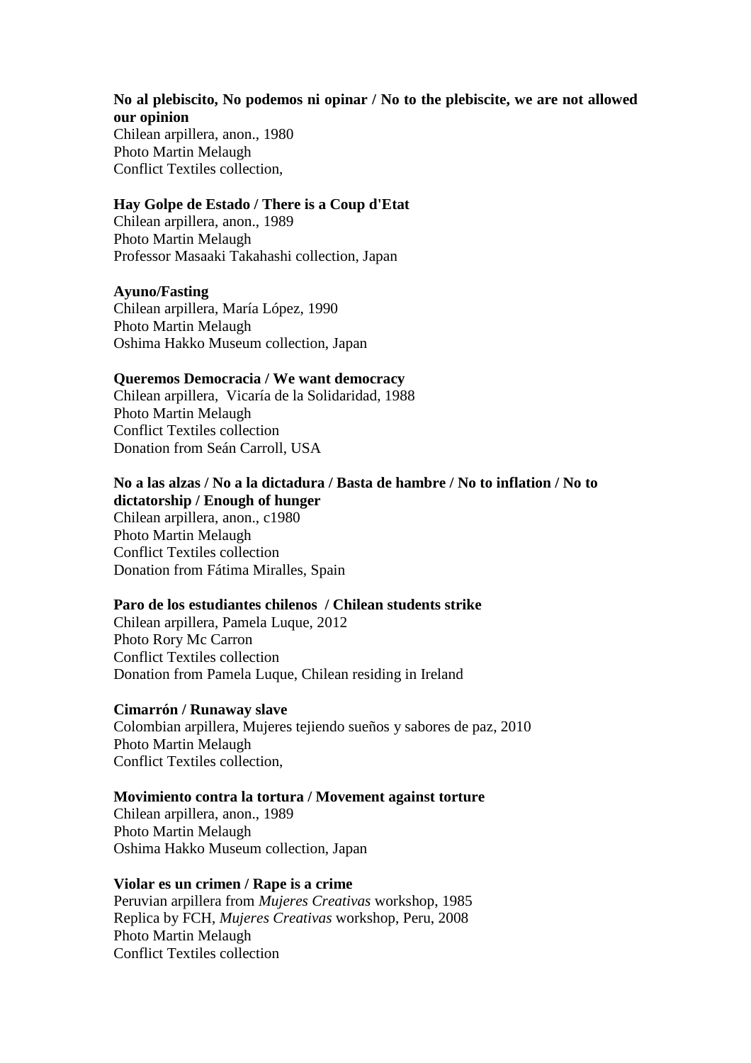**No al plebiscito, No podemos ni opinar / No to the plebiscite, we are not allowed our opinion**
Chilean arpillera, anon., 1980
Photo Martin Melaugh
Conflict Textiles collection,

**Hay Golpe de Estado / There is a Coup d'Etat**
Chilean arpillera, anon., 1989
Photo Martin Melaugh
Professor Masaaki Takahashi collection, Japan

**Ayuno/Fasting**
Chilean arpillera, María López, 1990
Photo Martin Melaugh
Oshima Hakko Museum collection, Japan

**Queremos Democracia / We want democracy**
Chilean arpillera, Vicaría de la Solidaridad, 1988
Photo Martin Melaugh
Conflict Textiles collection
Donation from Seán Carroll, USA

**No a las alzas / No a la dictadura / Basta de hambre / No to inflation / No to dictatorship / Enough of hunger**
Chilean arpillera, anon., c1980
Photo Martin Melaugh
Conflict Textiles collection
Donation from Fátima Miralles, Spain

**Paro de los estudiantes chilenos / Chilean students strike**
Chilean arpillera, Pamela Luque, 2012
Photo Rory Mc Carron
Conflict Textiles collection
Donation from Pamela Luque, Chilean residing in Ireland

**Cimarrón / Runaway slave**
Colombian arpillera, Mujeres tejiendo sueños y sabores de paz, 2010
Photo Martin Melaugh
Conflict Textiles collection,

**Movimiento contra la tortura / Movement against torture**
Chilean arpillera, anon., 1989
Photo Martin Melaugh
Oshima Hakko Museum collection, Japan

**Violar es un crimen / Rape is a crime**
Peruvian arpillera from *Mujeres Creativas* workshop, 1985
Replica by FCH, *Mujeres Creativas* workshop, Peru, 2008
Photo Martin Melaugh
Conflict Textiles collection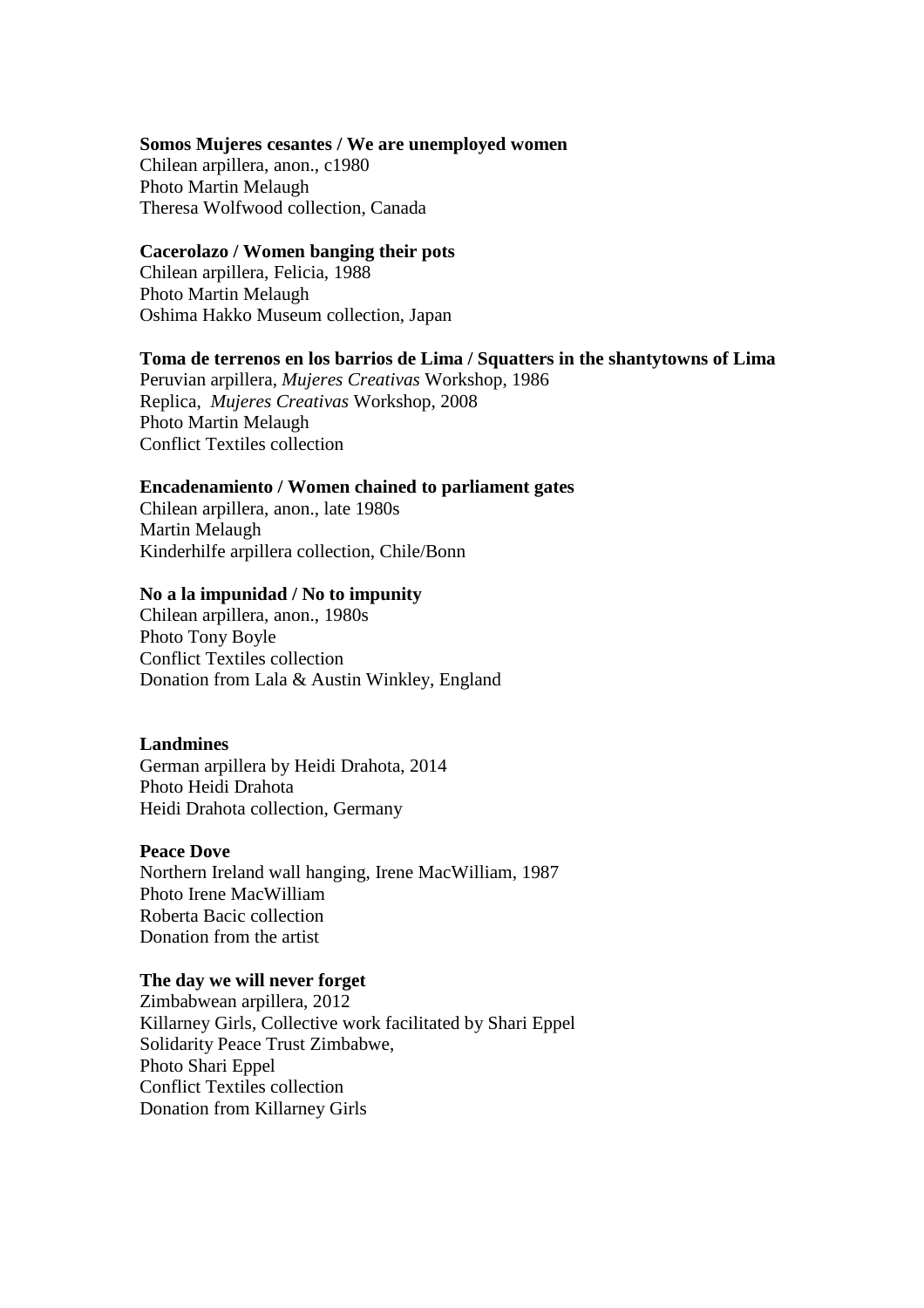**Somos Mujeres cesantes / We are unemployed women**
Chilean arpillera, anon., c1980
Photo Martin Melaugh
Theresa Wolfwood collection, Canada

**Cacerolazo / Women banging their pots**
Chilean arpillera, Felicia, 1988
Photo Martin Melaugh
Oshima Hakko Museum collection, Japan

**Toma de terrenos en los barrios de Lima / Squatters in the shantytowns of Lima**
Peruvian arpillera, *Mujeres Creativas* Workshop, 1986
Replica, *Mujeres Creativas* Workshop, 2008
Photo Martin Melaugh
Conflict Textiles collection

**Encadenamiento / Women chained to parliament gates**
Chilean arpillera, anon., late 1980s
Martin Melaugh
Kinderhilfe arpillera collection, Chile/Bonn

**No a la impunidad / No to impunity**
Chilean arpillera, anon., 1980s
Photo Tony Boyle
Conflict Textiles collection
Donation from Lala & Austin Winkley, England

**Landmines**
German arpillera by Heidi Drahota, 2014
Photo Heidi Drahota
Heidi Drahota collection, Germany

**Peace Dove**
Northern Ireland wall hanging, Irene MacWilliam, 1987
Photo Irene MacWilliam
Roberta Bacic collection
Donation from the artist

**The day we will never forget**
Zimbabwean arpillera, 2012
Killarney Girls, Collective work facilitated by Shari Eppel
Solidarity Peace Trust Zimbabwe,
Photo Shari Eppel
Conflict Textiles collection
Donation from Killarney Girls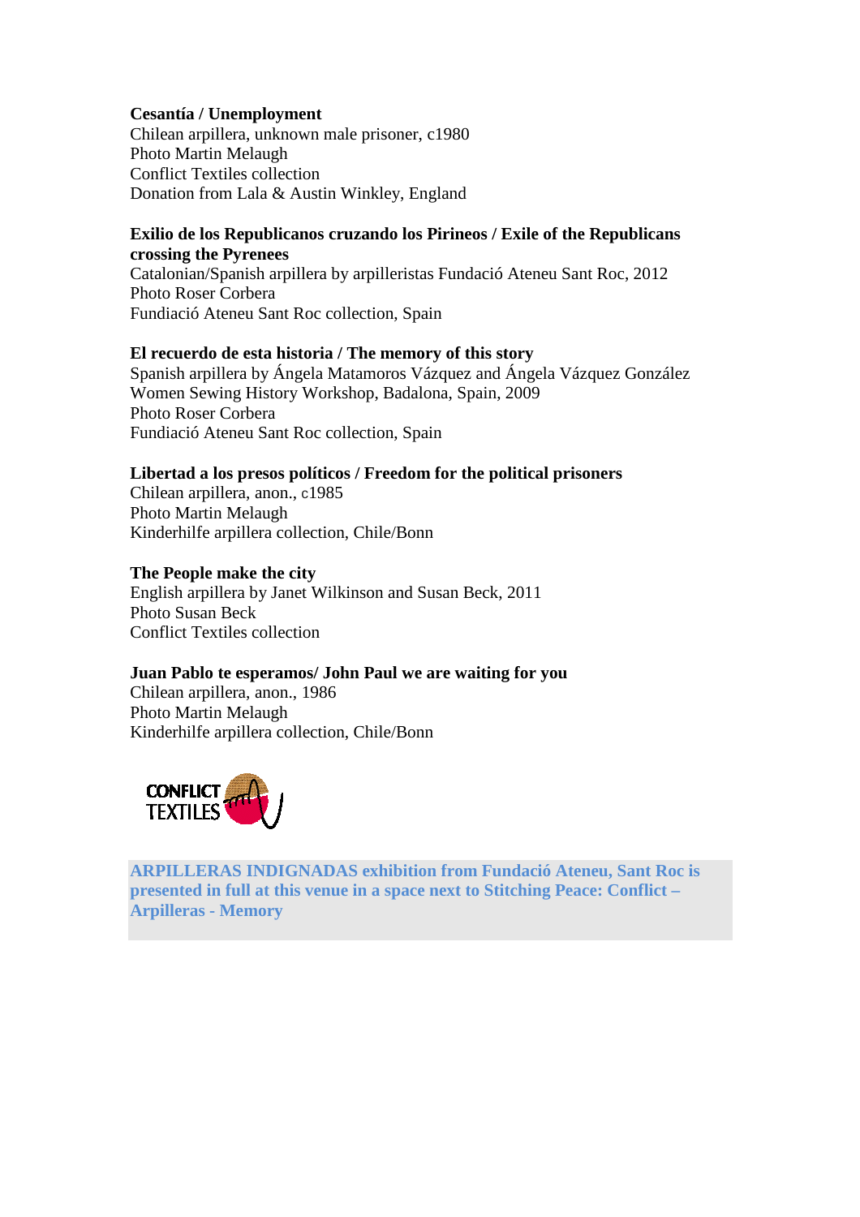**Cesantía / Unemployment**
Chilean arpillera, unknown male prisoner, c1980
Photo Martin Melaugh
Conflict Textiles collection
Donation from Lala & Austin Winkley, England

**Exilio de los Republicanos cruzando los Pirineos / Exile of the Republicans crossing the Pyrenees**
Catalonian/Spanish arpillera by arpilleristas Fundació Ateneu Sant Roc, 2012
Photo Roser Corbera
Fundiació Ateneu Sant Roc collection, Spain

**El recuerdo de esta historia / The memory of this story**
Spanish arpillera by Ángela Matamoros Vázquez and Ángela Vázquez González
Women Sewing History Workshop, Badalona, Spain, 2009
Photo Roser Corbera
Fundiació Ateneu Sant Roc collection, Spain

**Libertad a los presos políticos / Freedom for the political prisoners**
Chilean arpillera, anon., c1985
Photo Martin Melaugh
Kinderhilfe arpillera collection, Chile/Bonn

**The People make the city**
English arpillera by Janet Wilkinson and Susan Beck, 2011
Photo Susan Beck
Conflict Textiles collection

**Juan Pablo te esperamos/ John Paul we are waiting for you**
Chilean arpillera, anon., 1986
Photo Martin Melaugh
Kinderhilfe arpillera collection, Chile/Bonn

CONFLICT TEXTILES

**ARPILLERAS INDIGNADAS exhibition from Fundació Ateneu, Sant Roc is presented in full at this venue in a space next to Stitching Peace: Conflict – Arpilleras - Memory**